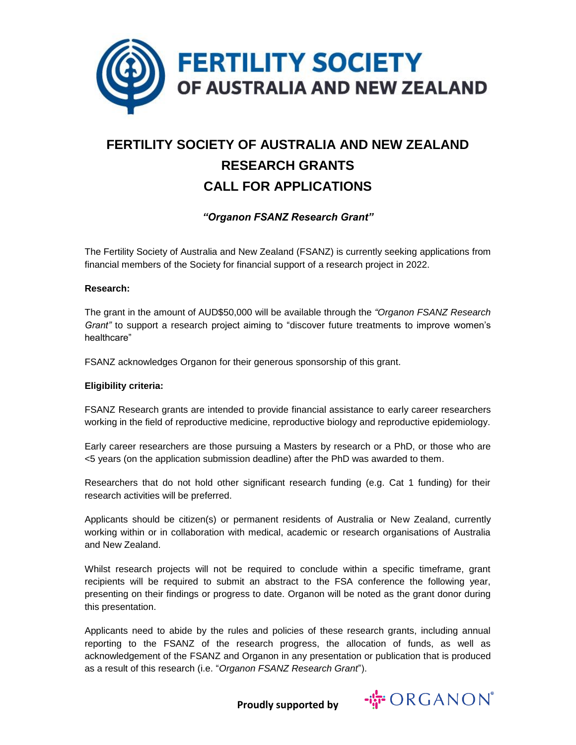# FERTILITY SOCIETY OF AUSTRALIA AND NEW ZEALAND RESEARCH GRANTS CALL FOR APPLICATIONS

### *"Organon FSANZ Research Grant"*

The Fertility Society of Australia and New Zealand (FSANZ) is currently seeking applications from financial members of the Society for financial support of a research project in 2022.

**Research:**

The grant in the amount of AUD$50,000 will be available through the *"Organon FSANZ Research Grant"* to support a research project aiming to "discover future treatments to improve women's healthcare"

FSANZ acknowledges Organon for their generous sponsorship of this grant.

**Eligibility criteria:**

FSANZ Research grants are intended to provide financial assistance to early career researchers working in the field of reproductive medicine, reproductive biology and reproductive epidemiology.

Early career researchers are those pursuing a Masters by research or a PhD, or those who are <5 years (on the application submission deadline) after the PhD was awarded to them.

Researchers that do not hold other significant research funding (e.g. Cat 1 funding) for their research activities will be preferred.

Applicants should be citizen(s) or permanent residents of Australia or New Zealand, currently working within or in collaboration with medical, academic or research organisations of Australia and New Zealand.

Whilst research projects will not be required to conclude within a specific timeframe, grant recipients will be required to submit an abstract to the FSA conference the following year, presenting on their findings or progress to date. Organon will be noted as the grant donor during this presentation.

Applicants need to abide by the rules and policies of these research grants, including annual reporting to the FSANZ of the research progress, the allocation of funds, as well as acknowledgement of the FSANZ and Organon in any presentation or publication that is produced as a result of this research (i.e. "*Organon FSANZ Research Grant*").

**Proudly supported by** ORGANON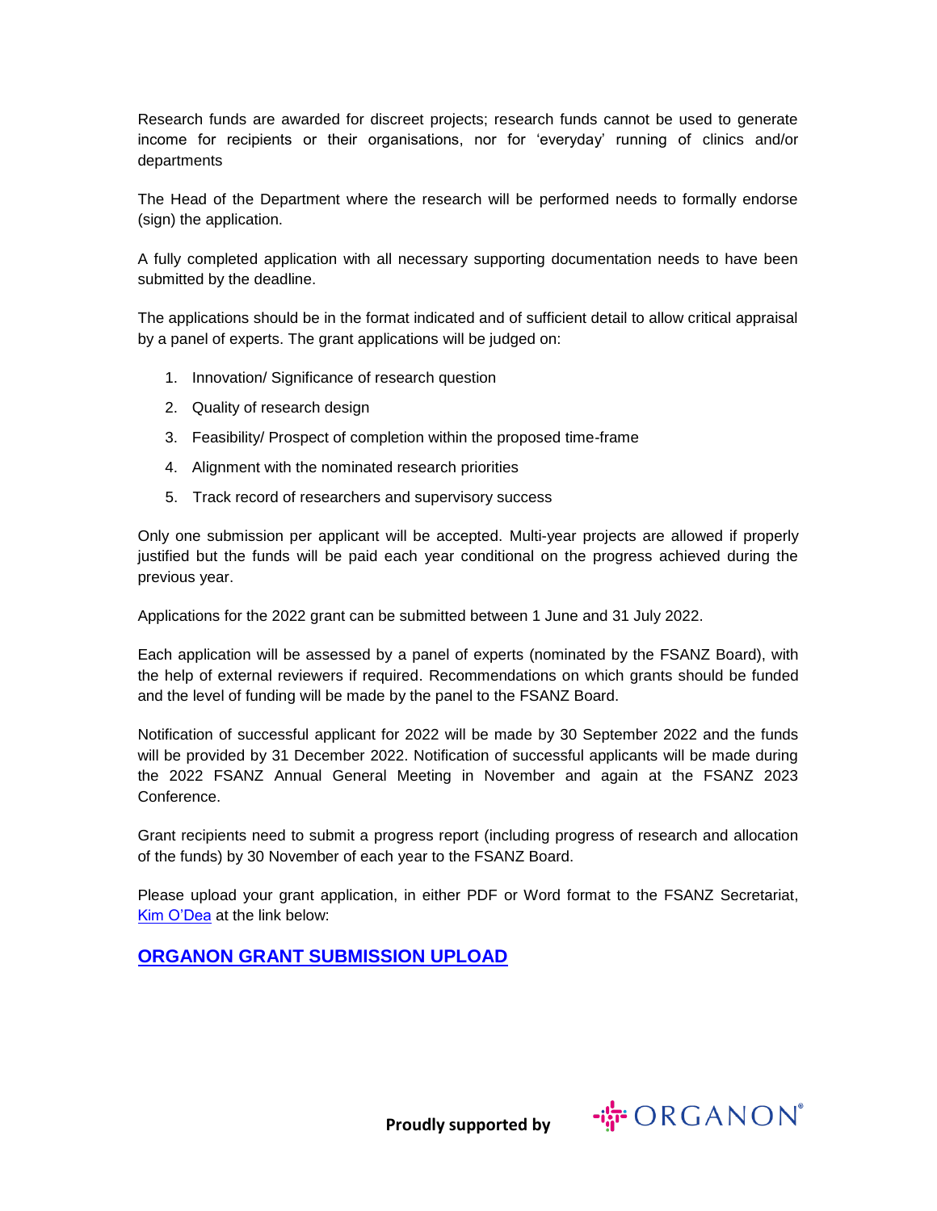Research funds are awarded for discreet projects; research funds cannot be used to generate income for recipients or their organisations, nor for 'everyday' running of clinics and/or departments

The Head of the Department where the research will be performed needs to formally endorse (sign) the application.

A fully completed application with all necessary supporting documentation needs to have been submitted by the deadline.

The applications should be in the format indicated and of sufficient detail to allow critical appraisal by a panel of experts. The grant applications will be judged on:

1. Innovation/ Significance of research question
2. Quality of research design
3. Feasibility/ Prospect of completion within the proposed time-frame
4. Alignment with the nominated research priorities
5. Track record of researchers and supervisory success

Only one submission per applicant will be accepted. Multi-year projects are allowed if properly justified but the funds will be paid each year conditional on the progress achieved during the previous year.

Applications for the 2022 grant can be submitted between 1 June and 31 July 2022.

Each application will be assessed by a panel of experts (nominated by the FSANZ Board), with the help of external reviewers if required. Recommendations on which grants should be funded and the level of funding will be made by the panel to the FSANZ Board.

Notification of successful applicant for 2022 will be made by 30 September 2022 and the funds will be provided by 31 December 2022. Notification of successful applicants will be made during the 2022 FSANZ Annual General Meeting in November and again at the FSANZ 2023 Conference.

Grant recipients need to submit a progress report (including progress of research and allocation of the funds) by 30 November of each year to the FSANZ Board.

Please upload your grant application, in either PDF or Word format to the FSANZ Secretariat, Kim O'Dea at the link below:

**ORGANON GRANT SUBMISSION UPLOAD**

**Proudly supported by** ORGANON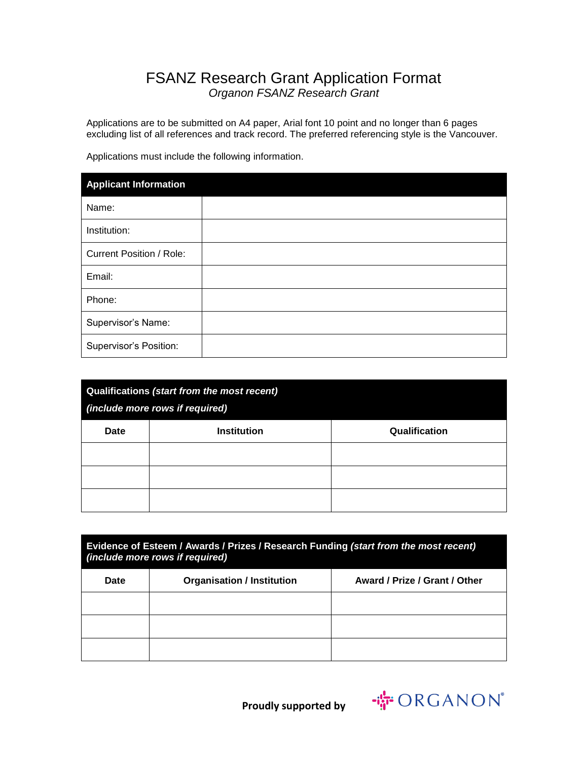# FSANZ Research Grant Application Format

*Organon FSANZ Research Grant*

Applications are to be submitted on A4 paper, Arial font 10 point and no longer than 6 pages excluding list of all references and track record. The preferred referencing style is the Vancouver.

Applications must include the following information.

| **Applicant Information** | |
|---|---|
| Name: | |
| Institution: | |
| Current Position / Role: | |
| Email: | |
| Phone: | |
| Supervisor's Name: | |
| Supervisor's Position: | |

| **Qualifications *(start from the most recent)* *(include more rows if required)*** | | |
|---|---|---|
| **Date** | **Institution** | **Qualification** |
| | | |
| | | |
| | | |

| **Evidence of Esteem / Awards / Prizes / Research Funding *(start from the most recent)* *(include more rows if required)*** | | |
|---|---|---|
| **Date** | **Organisation / Institution** | **Award / Prize / Grant / Other** |
| | | |
| | | |
| | | |

**Proudly supported by** ORGANON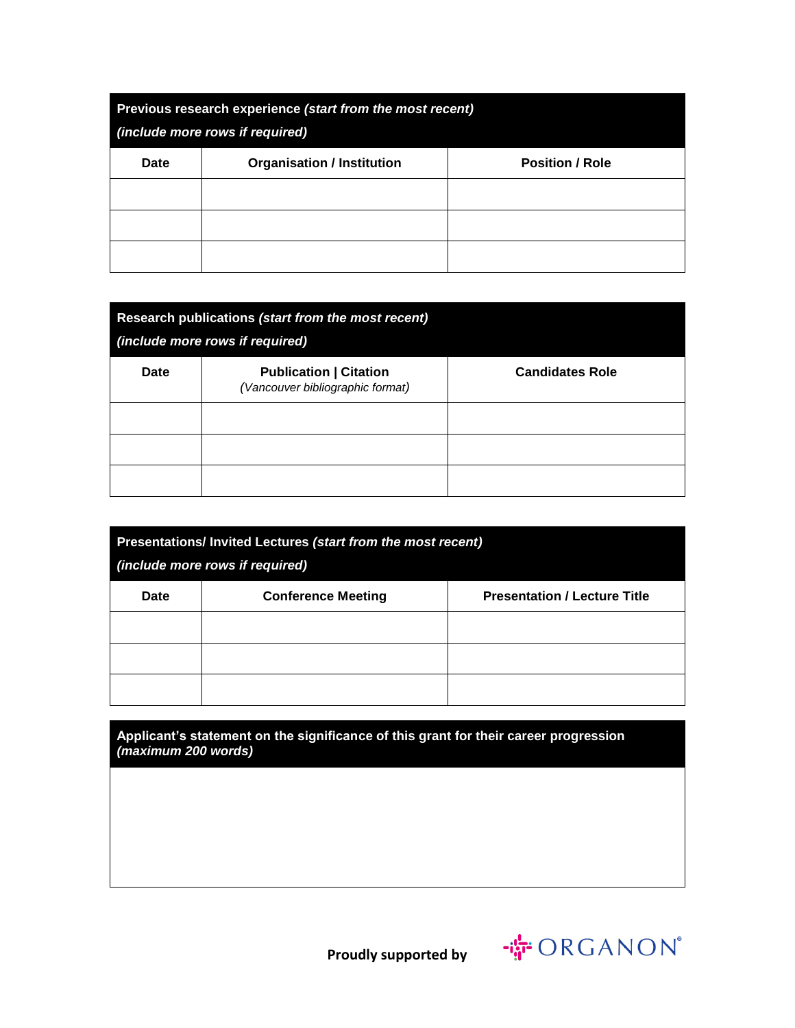| **Previous research experience** ***(start from the most recent)*** ***(include more rows if required)*** | | |
|---|---|---|
| **Date** | **Organisation / Institution** | **Position / Role** |
| | | |
| | | |
| | | |

| **Research publications** ***(start from the most recent)*** ***(include more rows if required)*** | | |
|---|---|---|
| **Date** | **Publication \| Citation** *(Vancouver bibliographic format)* | **Candidates Role** |
| | | |
| | | |
| | | |

| **Presentations/ Invited Lectures** ***(start from the most recent)*** ***(include more rows if required)*** | | |
|---|---|---|
| **Date** | **Conference Meeting** | **Presentation / Lecture Title** |
| | | |
| | | |
| | | |

| **Applicant's statement on the significance of this grant for their career progression** ***(maximum 200 words)*** |
|---|
| |

**Proudly supported by** ORGANON®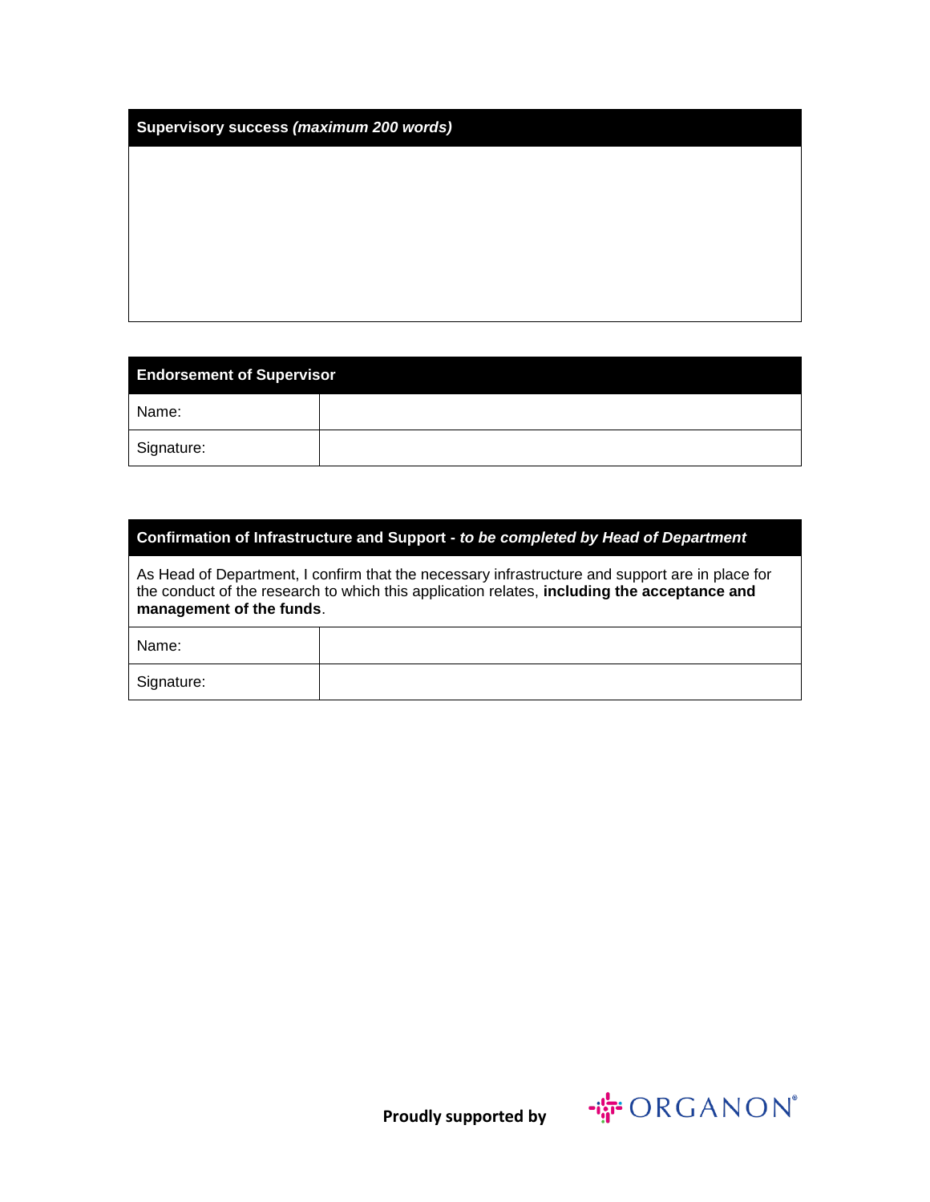| **Supervisory success** ***(maximum 200 words)*** |
| --- |
| |

| **Endorsement of Supervisor** | |
| --- | --- |
| Name: | |
| Signature: | |

| **Confirmation of Infrastructure and Support** - ***to be completed by Head of Department*** | |
| --- | --- |
| As Head of Department, I confirm that the necessary infrastructure and support are in place for the conduct of the research to which this application relates, **including the acceptance and management of the funds**. | |
| Name: | |
| Signature: | |

**Proudly supported by** ORGANON®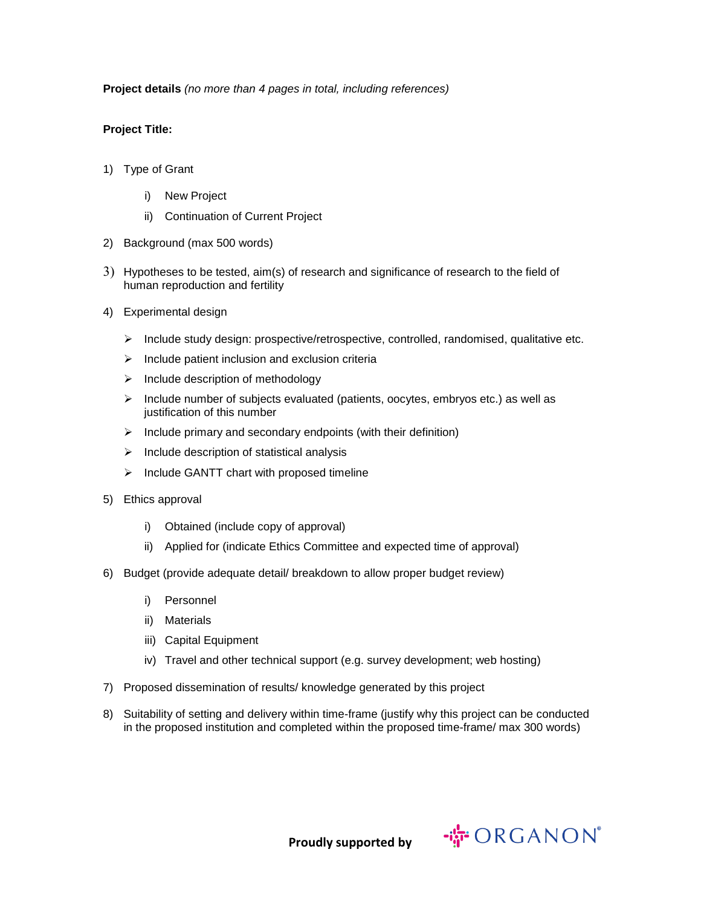**Project details** *(no more than 4 pages in total, including references)*

**Project Title:**

1) Type of Grant

    i) New Project

    ii) Continuation of Current Project

2) Background (max 500 words)

3) Hypotheses to be tested, aim(s) of research and significance of research to the field of human reproduction and fertility

4) Experimental design

    - Include study design: prospective/retrospective, controlled, randomised, qualitative etc.
    - Include patient inclusion and exclusion criteria
    - Include description of methodology
    - Include number of subjects evaluated (patients, oocytes, embryos etc.) as well as justification of this number
    - Include primary and secondary endpoints (with their definition)
    - Include description of statistical analysis
    - Include GANTT chart with proposed timeline

5) Ethics approval

    i) Obtained (include copy of approval)

    ii) Applied for (indicate Ethics Committee and expected time of approval)

6) Budget (provide adequate detail/ breakdown to allow proper budget review)

    i) Personnel

    ii) Materials

    iii) Capital Equipment

    iv) Travel and other technical support (e.g. survey development; web hosting)

7) Proposed dissemination of results/ knowledge generated by this project

8) Suitability of setting and delivery within time-frame (justify why this project can be conducted in the proposed institution and completed within the proposed time-frame/ max 300 words)

**Proudly supported by** ORGANON®